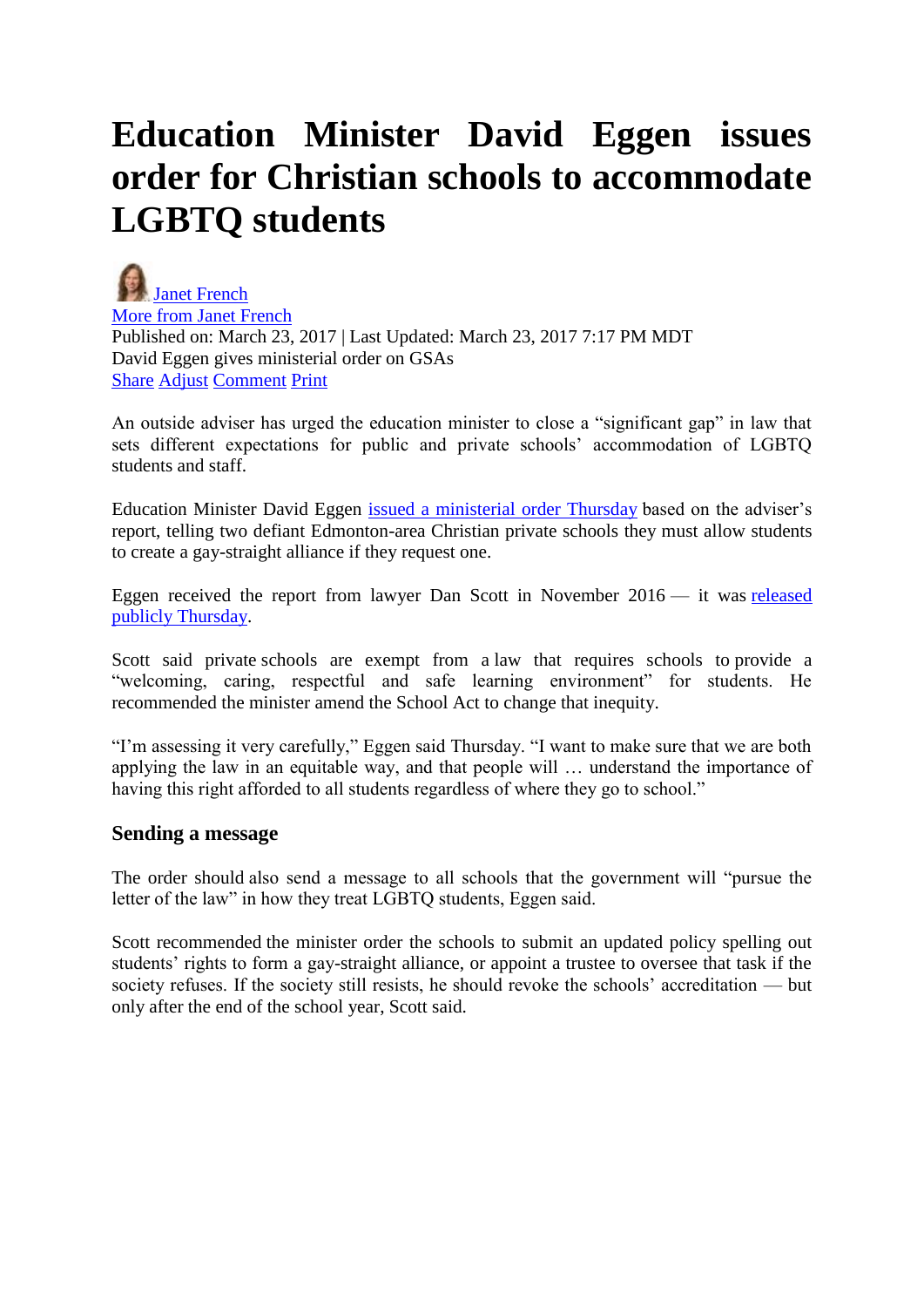# Education Minister David Eggen issues order for Christian schools to accommodate LGBTQ students

Janet French
More from Janet French
Published on: March 23, 2017 | Last Updated: March 23, 2017 7:17 PM MDT
David Eggen gives ministerial order on GSAs
Share Adjust Comment Print

An outside adviser has urged the education minister to close a "significant gap" in law that sets different expectations for public and private schools' accommodation of LGBTQ students and staff.

Education Minister David Eggen issued a ministerial order Thursday based on the adviser's report, telling two defiant Edmonton-area Christian private schools they must allow students to create a gay-straight alliance if they request one.

Eggen received the report from lawyer Dan Scott in November 2016 — it was released publicly Thursday.

Scott said private schools are exempt from a law that requires schools to provide a "welcoming, caring, respectful and safe learning environment" for students. He recommended the minister amend the School Act to change that inequity.

"I'm assessing it very carefully," Eggen said Thursday. "I want to make sure that we are both applying the law in an equitable way, and that people will … understand the importance of having this right afforded to all students regardless of where they go to school."

### Sending a message

The order should also send a message to all schools that the government will "pursue the letter of the law" in how they treat LGBTQ students, Eggen said.

Scott recommended the minister order the schools to submit an updated policy spelling out students' rights to form a gay-straight alliance, or appoint a trustee to oversee that task if the society refuses. If the society still resists, he should revoke the schools' accreditation — but only after the end of the school year, Scott said.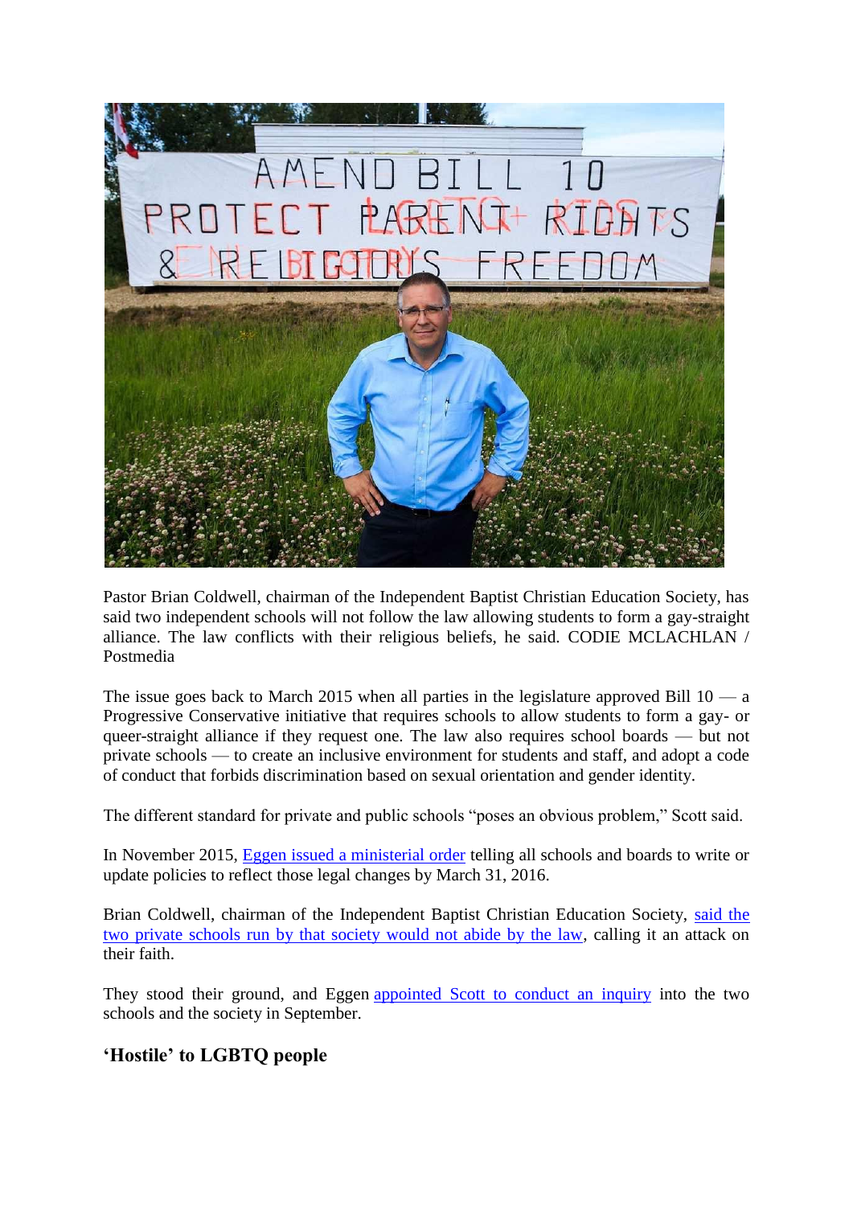Pastor Brian Coldwell, chairman of the Independent Baptist Christian Education Society, has said two independent schools will not follow the law allowing students to form a gay-straight alliance. The law conflicts with their religious beliefs, he said. CODIE MCLACHLAN / Postmedia

The issue goes back to March 2015 when all parties in the legislature approved Bill 10 — a Progressive Conservative initiative that requires schools to allow students to form a gay- or queer-straight alliance if they request one. The law also requires school boards — but not private schools — to create an inclusive environment for students and staff, and adopt a code of conduct that forbids discrimination based on sexual orientation and gender identity.

The different standard for private and public schools "poses an obvious problem," Scott said.

In November 2015, Eggen issued a ministerial order telling all schools and boards to write or update policies to reflect those legal changes by March 31, 2016.

Brian Coldwell, chairman of the Independent Baptist Christian Education Society, said the two private schools run by that society would not abide by the law, calling it an attack on their faith.

They stood their ground, and Eggen appointed Scott to conduct an inquiry into the two schools and the society in September.

## 'Hostile' to LGBTQ people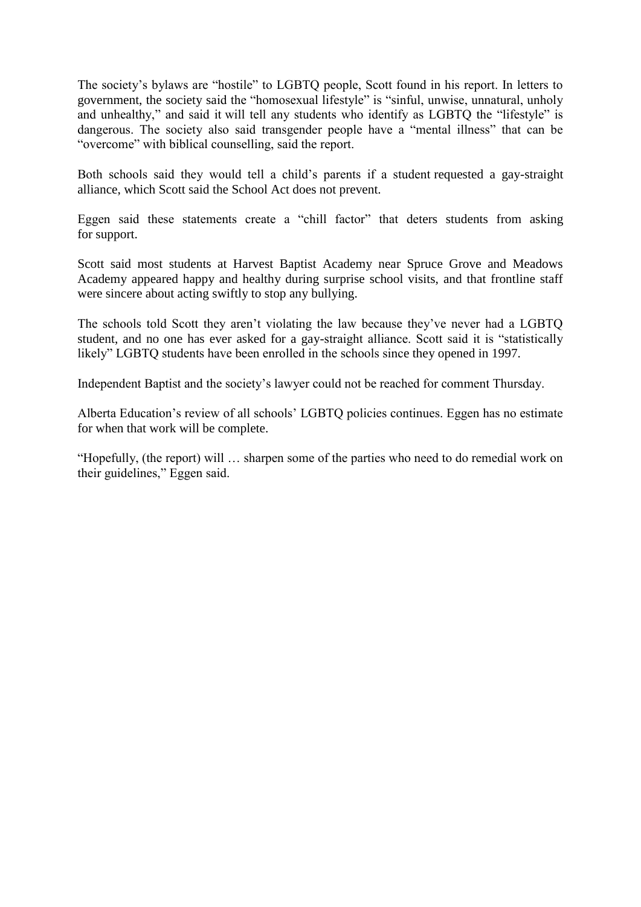The society's bylaws are "hostile" to LGBTQ people, Scott found in his report. In letters to government, the society said the "homosexual lifestyle" is "sinful, unwise, unnatural, unholy and unhealthy," and said it will tell any students who identify as LGBTQ the "lifestyle" is dangerous. The society also said transgender people have a "mental illness" that can be "overcome" with biblical counselling, said the report.

Both schools said they would tell a child's parents if a student requested a gay-straight alliance, which Scott said the School Act does not prevent.

Eggen said these statements create a "chill factor" that deters students from asking for support.

Scott said most students at Harvest Baptist Academy near Spruce Grove and Meadows Academy appeared happy and healthy during surprise school visits, and that frontline staff were sincere about acting swiftly to stop any bullying.

The schools told Scott they aren't violating the law because they've never had a LGBTQ student, and no one has ever asked for a gay-straight alliance. Scott said it is "statistically likely" LGBTQ students have been enrolled in the schools since they opened in 1997.

Independent Baptist and the society's lawyer could not be reached for comment Thursday.

Alberta Education's review of all schools' LGBTQ policies continues. Eggen has no estimate for when that work will be complete.

"Hopefully, (the report) will … sharpen some of the parties who need to do remedial work on their guidelines," Eggen said.